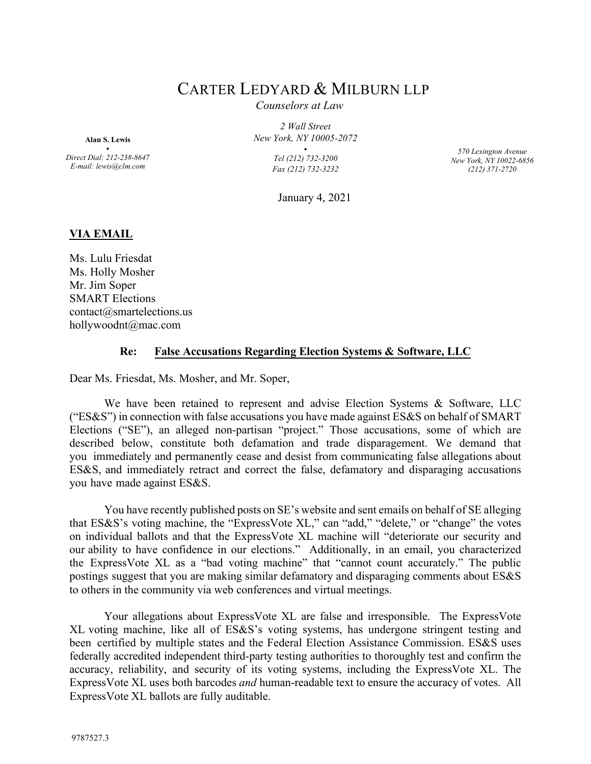# CARTER LEDYARD & MILBURN LLP

*Counselors at Law*

**Alan S. Lewis**
•
*Direct Dial: 212-238-8647*
*E-mail: lewis@clm.com*

*2 Wall Street*
*New York, NY 10005-2072*
•
*Tel (212) 732-3200*
*Fax (212) 732-3232*

*570 Lexington Avenue*
*New York, NY 10022-6856*
*(212) 371-2720*

January 4, 2021

**VIA EMAIL**

Ms. Lulu Friesdat
Ms. Holly Mosher
Mr. Jim Soper
SMART Elections
contact@smartelections.us
hollywoodnt@mac.com

**Re: False Accusations Regarding Election Systems & Software, LLC**

Dear Ms. Friesdat, Ms. Mosher, and Mr. Soper,

We have been retained to represent and advise Election Systems & Software, LLC ("ES&S") in connection with false accusations you have made against ES&S on behalf of SMART Elections ("SE"), an alleged non-partisan "project." Those accusations, some of which are described below, constitute both defamation and trade disparagement. We demand that you immediately and permanently cease and desist from communicating false allegations about ES&S, and immediately retract and correct the false, defamatory and disparaging accusations you have made against ES&S.

You have recently published posts on SE's website and sent emails on behalf of SE alleging that ES&S's voting machine, the "ExpressVote XL," can "add," "delete," or "change" the votes on individual ballots and that the ExpressVote XL machine will "deteriorate our security and our ability to have confidence in our elections." Additionally, in an email, you characterized the ExpressVote XL as a "bad voting machine" that "cannot count accurately." The public postings suggest that you are making similar defamatory and disparaging comments about ES&S to others in the community via web conferences and virtual meetings.

Your allegations about ExpressVote XL are false and irresponsible. The ExpressVote XL voting machine, like all of ES&S's voting systems, has undergone stringent testing and been certified by multiple states and the Federal Election Assistance Commission. ES&S uses federally accredited independent third-party testing authorities to thoroughly test and confirm the accuracy, reliability, and security of its voting systems, including the ExpressVote XL. The ExpressVote XL uses both barcodes *and* human-readable text to ensure the accuracy of votes. All ExpressVote XL ballots are fully auditable.

9787527.3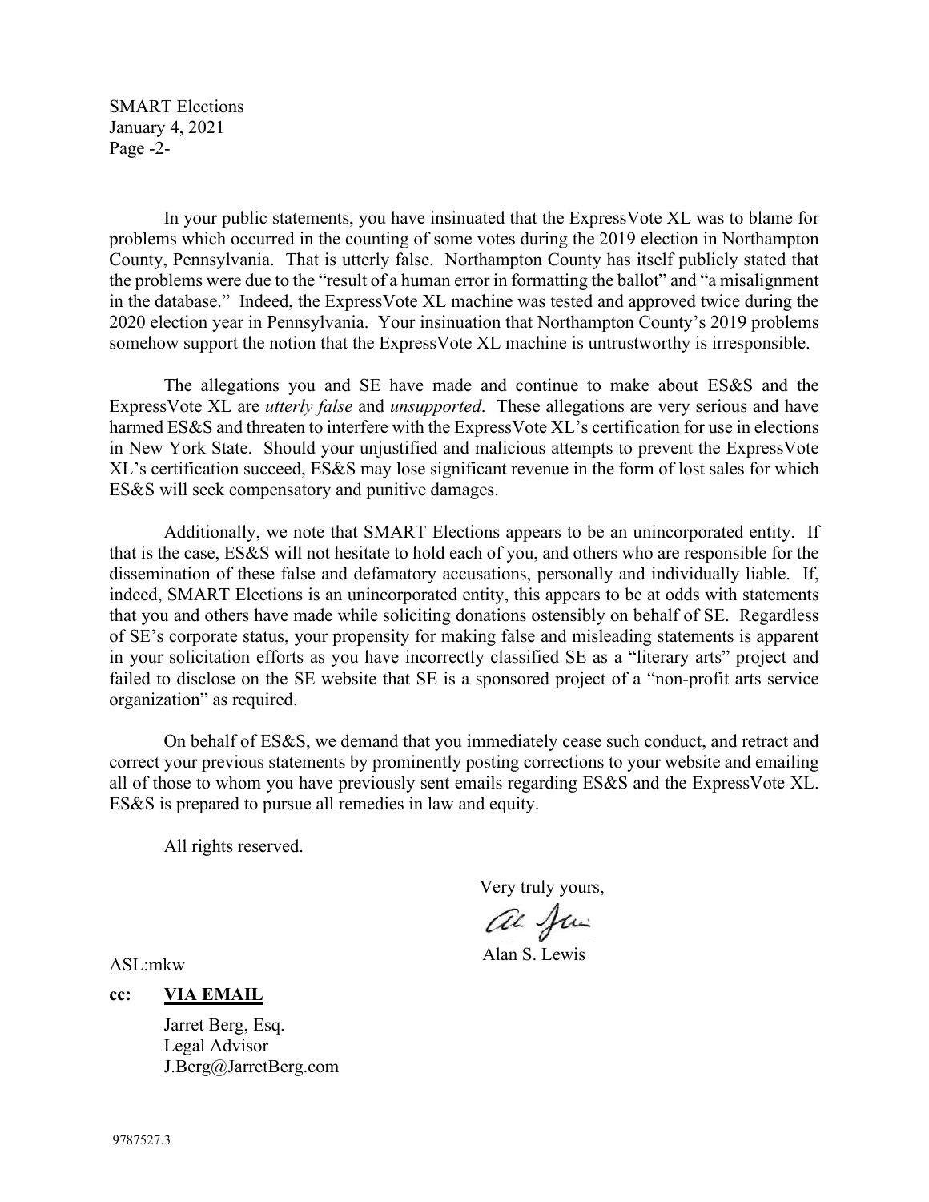In your public statements, you have insinuated that the ExpressVote XL was to blame for problems which occurred in the counting of some votes during the 2019 election in Northampton County, Pennsylvania. That is utterly false. Northampton County has itself publicly stated that the problems were due to the "result of a human error in formatting the ballot" and "a misalignment in the database." Indeed, the ExpressVote XL machine was tested and approved twice during the 2020 election year in Pennsylvania. Your insinuation that Northampton County's 2019 problems somehow support the notion that the ExpressVote XL machine is untrustworthy is irresponsible.

The allegations you and SE have made and continue to make about ES&S and the ExpressVote XL are *utterly false* and *unsupported*. These allegations are very serious and have harmed ES&S and threaten to interfere with the ExpressVote XL's certification for use in elections in New York State. Should your unjustified and malicious attempts to prevent the ExpressVote XL's certification succeed, ES&S may lose significant revenue in the form of lost sales for which ES&S will seek compensatory and punitive damages.

Additionally, we note that SMART Elections appears to be an unincorporated entity. If that is the case, ES&S will not hesitate to hold each of you, and others who are responsible for the dissemination of these false and defamatory accusations, personally and individually liable. If, indeed, SMART Elections is an unincorporated entity, this appears to be at odds with statements that you and others have made while soliciting donations ostensibly on behalf of SE. Regardless of SE's corporate status, your propensity for making false and misleading statements is apparent in your solicitation efforts as you have incorrectly classified SE as a "literary arts" project and failed to disclose on the SE website that SE is a sponsored project of a "non-profit arts service organization" as required.

On behalf of ES&S, we demand that you immediately cease such conduct, and retract and correct your previous statements by prominently posting corrections to your website and emailing all of those to whom you have previously sent emails regarding ES&S and the ExpressVote XL. ES&S is prepared to pursue all remedies in law and equity.

All rights reserved.

Very truly yours,

Alan S. Lewis

ASL:mkw

**cc:** **VIA EMAIL**

Jarret Berg, Esq.
Legal Advisor
J.Berg@JarretBerg.com

9787527.3